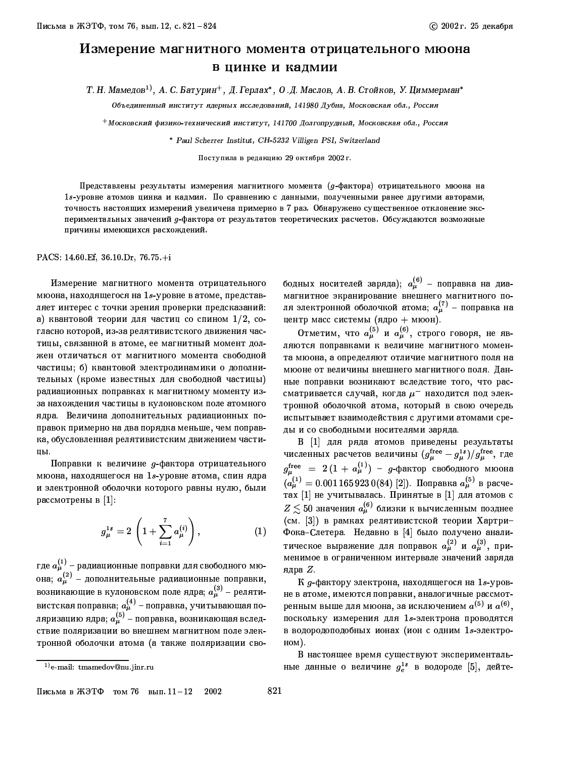# Измерение магнитного момента отрицательного мюона в цинке и кадмии

*Т. Н. Мамедов*[1)], *А. С. Батурин*[+], *Д. Герлах*[*], *О. Д. Маслов*, *А. В. Стойков*, *У. Циммерман*[*]

*Объединенный институт ядерных исследований, 141980 Дубна, Московская обл., Россия*

[+]*Московский физико-технический институт, 141700 Долгопрудный, Московская обл., Россия*

[*] *Paul Scherrer Institut, CH-5232 Villigen PSI, Switzerland*

Поступила в редакцию 29 октября 2002 г.

Представлены результаты измерения магнитного момента ($g$-фактора) отрицательного мюона на $1s$-уровне атомов цинка и кадмия. По сравнению с данными, полученными ранее другими авторами, точность настоящих измерений увеличена примерно в 7 раз. Обнаружено существенное отклонение экспериментальных значений $g$-фактора от результатов теоретических расчетов. Обсуждаются возможные причины имеющихся расхождений.

PACS: 14.60.Ef, 36.10.Dr, 76.75.+i

Измерение магнитного момента отрицательного мюона, находящегося на $1s$-уровне в атоме, представляет интерес с точки зрения проверки предсказаний: а) квантовой теории для частиц со спином $1/2$, согласно которой, из-за релятивистского движения частицы, связанной в атоме, ее магнитный момент должен отличаться от магнитного момента свободной частицы; б) квантовой электродинамики о дополнительных (кроме известных для свободной частицы) радиационных поправках к магнитному моменту из-за нахождения частицы в кулоновском поле атомного ядра. Величина дополнительных радиационных поправок примерно на два порядка меньше, чем поправка, обусловленная релятивистским движением частицы.

Поправки к величине $g$-фактора отрицательного мюона, находящегося на $1s$-уровне атома, спин ядра и электронной оболочки которого равны нулю, были рассмотрены в [1]:

$$g_\mu^{1s} = 2\left(1 + \sum_{i=1}^{7} a_\mu^{(i)}\right), \tag{1}$$

где $a_\mu^{(1)}$ – радиационные поправки для свободного мюона; $a_\mu^{(2)}$ – дополнительные радиационные поправки, возникающие в кулоновском поле ядра; $a_\mu^{(3)}$ – релятивистская поправка; $a_\mu^{(4)}$ – поправка, учитывающая поляризацию ядра; $a_\mu^{(5)}$ – поправка, возникающая вследствие поляризации во внешнем магнитном поле электронной оболочки атома (а также поляризации свободных носителей заряда); $a_\mu^{(6)}$ – поправка на диамагнитное экранирование внешнего магнитного поля электронной оболочкой атома; $a_\mu^{(7)}$ – поправка на центр масс системы (ядро + мюон).

Отметим, что $a_\mu^{(5)}$ и $a_\mu^{(6)}$, строго говоря, не являются поправками к величине магнитного момента мюона, а определяют отличие магнитного поля на мюоне от величины внешнего магнитного поля. Данные поправки возникают вследствие того, что рассматривается случай, когда $\mu^-$ находится под электронной оболочкой атома, который в свою очередь испытывает взаимодействия с другими атомами среды и со свободными носителями заряда.

В [1] для ряда атомов приведены результаты численных расчетов величины $(g_\mu^{\rm free} - g_\mu^{1s})/g_\mu^{\rm free}$, где $g_\mu^{\rm free} = 2\,(1 + a_\mu^{(1)})$ – $g$-фактор свободного мюона ($a_\mu^{(1)} = 0.001\,165\,923\,0(84)$ [2]). Поправка $a_\mu^{(5)}$ в расчетах [1] не учитывалась. Принятые в [1] для атомов с $Z \lesssim 50$ значения $a_\mu^{(6)}$ близки к вычисленным позднее (см. [3]) в рамках релятивистской теории Хартри–Фока–Слетера. Недавно в [4] было получено аналитическое выражение для поправок $a_\mu^{(2)}$ и $a_\mu^{(3)}$, применимое в ограниченном интервале значений заряда ядра $Z$.

К $g$-фактору электрона, находящегося на $1s$-уровне в атоме, имеются поправки, аналогичные рассмотренным выше для мюона, за исключением $a^{(5)}$ и $a^{(6)}$, поскольку измерения для $1s$-электрона проводятся в водородоподобных ионах (ион с одним $1s$-электроном).

В настоящее время существуют экспериментальные данные о величине $g_e^{1s}$ в водороде [5], дейте-

---

[1)] e-mail: tmamedov@nu.jinr.ru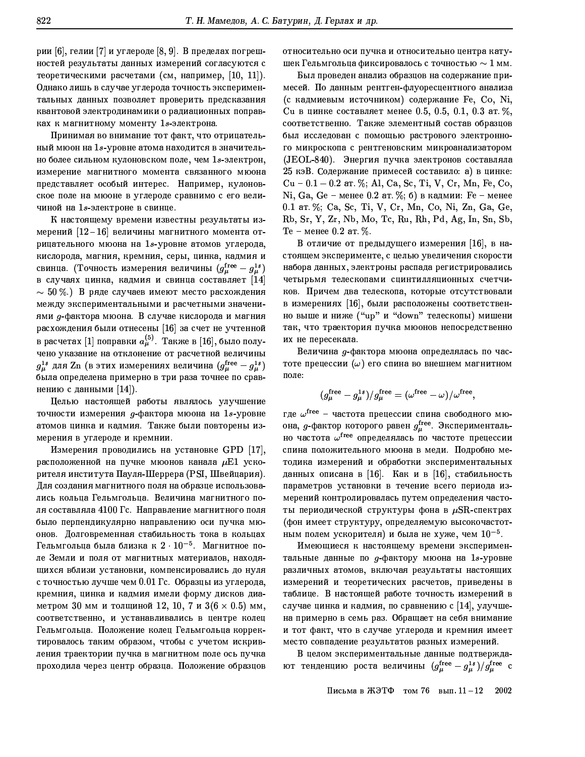рии [6], гелии [7] и углероде [8, 9]. В пределах погрешностей результаты данных измерений согласуются с теоретическими расчетами (см, например, [10, 11]). Однако лишь в случае углерода точность экспериментальных данных позволяет проверить предсказания квантовой электродинамики о радиационных поправках к магнитному моменту $1s$-электрона.

Принимая во внимание тот факт, что отрицательный мюон на $1s$-уровне атома находится в значительно более сильном кулоновском поле, чем $1s$-электрон, измерение магнитного момента связанного мюона представляет особый интерес. Например, кулоновское поле на мюоне в углероде сравнимо с его величиной на $1s$-электроне в свинце.

К настоящему времени известны результаты измерений [12–16] величины магнитного момента отрицательного мюона на $1s$-уровне атомов углерода, кислорода, магния, кремния, серы, цинка, кадмия и свинца. (Точность измерения величины $(g_\mu^{\text{free}} - g_\mu^{1s})$ в случаях цинка, кадмия и свинца составляет [14] $\sim 50\,\%$.) В ряде случаев имеют место расхождения между экспериментальными и расчетными значениями $g$-фактора мюона. В случае кислорода и магния расхождения были отнесены [16] за счет не учтенной в расчетах [1] поправки $a_\mu^{(5)}$. Также в [16], было получено указание на отклонение от расчетной величины $g_\mu^{1s}$ для Zn (в этих измерениях величина $(g_\mu^{\text{free}} - g_\mu^{1s})$ была определена примерно в три раза точнее по сравнению с данными [14]).

Целью настоящей работы являлось улучшение точности измерения $g$-фактора мюона на $1s$-уровне атомов цинка и кадмия. Также были повторены измерения в углероде и кремнии.

Измерения проводились на установке GPD [17], расположенной на пучке мюонов канала $\mu$E1 ускорителя института Пауля-Шеррера (PSI, Швейцария). Для создания магнитного поля на образце использовались кольца Гельмгольца. Величина магнитного поля составляла 4100 Гс. Направление магнитного поля было перпендикулярно направлению оси пучка мюонов. Долговременная стабильность тока в кольцах Гельмгольца была близка к $2 \cdot 10^{-5}$. Магнитное поле Земли и поля от магнитных материалов, находящихся вблизи установки, компенсировались до нуля с точностью лучше чем 0.01 Гс. Образцы из углерода, кремния, цинка и кадмия имели форму дисков диаметром 30 мм и толщиной 12, 10, 7 и $3(6 \times 0.5)$ мм, соответственно, и устанавливались в центре колец Гельмгольца. Положение колец Гельмгольца корректировалось таким образом, чтобы с учетом искривления траектории пучка в магнитном поле ось пучка проходила через центр образца. Положение образцов относительно оси пучка и относительно центра катушек Гельмгольца фиксировалось с точностью $\sim 1$ мм.

Был проведен анализ образцов на содержание примесей. По данным рентген-флуоресцентного анализа (с кадмиевым источником) содержание Fe, Co, Ni, Cu в цинке составляет менее 0.5, 0.5, 0.1, 0.3 ат. %, соответственно. Также элементный состав образцов был исследован с помощью растрового электронного микроскопа с рентгеновским микроанализатором (JEOL-840). Энергия пучка электронов составляла 25 кэВ. Содержание примесей составило: а) в цинке: Cu – 0.1 – 0.2 ат. %; Al, Ca, Sc, Ti, V, Cr, Mn, Fe, Co, Ni, Ga, Ge – менее 0.2 ат. %; б) в кадмии: Fe – менее 0.1 ат. %; Ca, Sc, Ti, V, Cr, Mn, Co, Ni, Zn, Ga, Ge, Rb, Sr, Y, Zr, Nb, Mo, Tc, Ru, Rh, Pd, Ag, In, Sn, Sb, Te – менее 0.2 ат. %.

В отличие от предыдущего измерения [16], в настоящем эксперименте, с целью увеличения скорости набора данных, электроны распада регистрировались четырьмя телескопами сцинтилляционных счетчиков. Причем два телескопа, которые отсутствовали в измерениях [16], были расположены соответственно выше и ниже ("up" и "down" телескопы) мишени так, что траектория пучка мюонов непосредственно их не пересекала.

Величина $g$-фактора мюона определялась по частоте прецессии ($\omega$) его спина во внешнем магнитном поле:

$$(g_\mu^{\text{free}} - g_\mu^{1s})/g_\mu^{\text{free}} = (\omega^{\text{free}} - \omega)/\omega^{\text{free}},$$

где $\omega^{\text{free}}$ – частота прецессии спина свободного мюона, $g$-фактор которого равен $g_\mu^{\text{free}}$. Экспериментально частота $\omega^{\text{free}}$ определялась по частоте прецессии спина положительного мюона в меди. Подробно методика измерений и обработки экспериментальных данных описана в [16]. Как и в [16], стабильность параметров установки в течение всего периода измерений контролировалась путем определения частоты периодической структуры фона в $\mu$SR-спектрах (фон имеет структуру, определяемую высокочастотным полем ускорителя) и была не хуже, чем $10^{-5}$.

Имеющиеся к настоящему времени экспериментальные данные по $g$-фактору мюона на $1s$-уровне различных атомов, включая результаты настоящих измерений и теоретических расчетов, приведены в таблице. В настоящей работе точность измерений в случае цинка и кадмия, по сравнению с [14], улучшена примерно в семь раз. Обращает на себя внимание и тот факт, что в случае углерода и кремния имеет место совпадение результатов разных измерений.

В целом экспериментальные данные подтверждают тенденцию роста величины $(g_\mu^{\text{free}} - g_\mu^{1s})/g_\mu^{\text{free}}$ с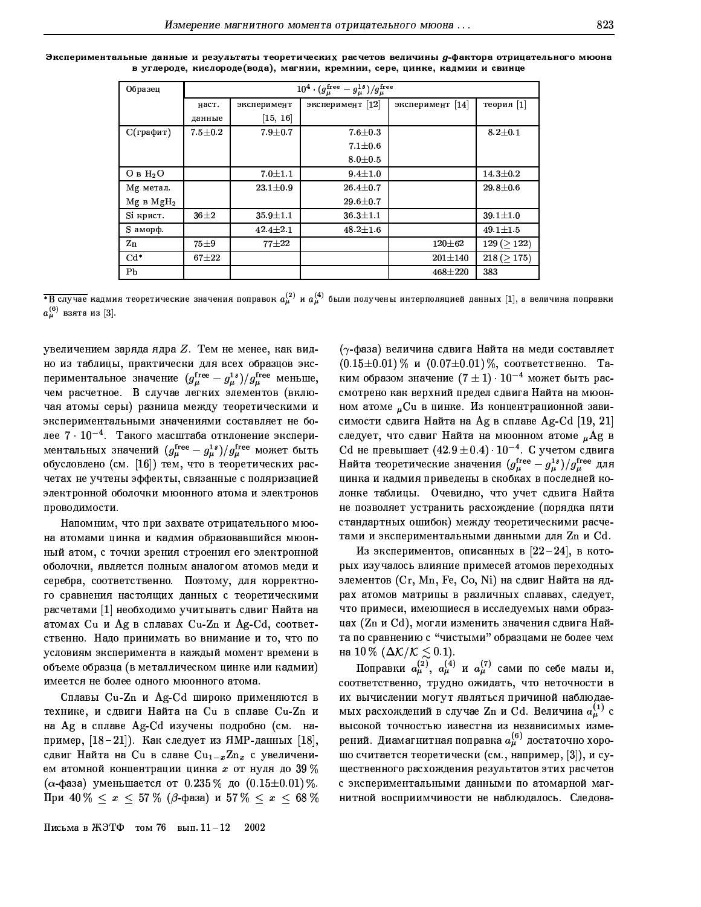**Экспериментальные данные и результаты теоретических расчетов величины $g$-фактора отрицательного мюона в углероде, кислороде(вода), магнии, кремнии, сере, цинке, кадмии и свинце**

| Образец | $10^4 \cdot (g_\mu^{\text{free}} - g_\mu^{1s})/g_\mu^{\text{free}}$ | | | | |
|---|---|---|---|---|---|
| | наст. данные | эксперимент [15, 16] | эксперимент [12] | эксперимент [14] | теория [1] |
| C(графит) | 7.5±0.2 | 7.9±0.7 | 7.6±0.3<br>7.1±0.6<br>8.0±0.5 | | 8.2±0.1 |
| O в $H_2O$ | | 7.0±1.1 | 9.4±1.0 | | 14.3±0.2 |
| Mg метал.<br>Mg в $MgH_2$ | | 23.1±0.9 | 26.4±0.7<br>29.6±0.7 | | 29.8±0.6 |
| Si крист. | 36±2 | 35.9±1.1 | 36.3±1.1 | | 39.1±1.0 |
| S аморф. | | 42.4±2.1 | 48.2±1.6 | | 49.1±1.5 |
| Zn | 75±9 | 77±22 | | 120±62 | 129 (≥ 122) |
| Cd* | 67±22 | | | 201±140 | 218 (≥ 175) |
| Pb | | | | 468±220 | 383 |

*В случае кадмия теоретические значения поправок $a_\mu^{(2)}$ и $a_\mu^{(4)}$ были получены интерполяцией данных [1], а величина поправки $a_\mu^{(6)}$ взята из [3].

увеличением заряда ядра $Z$. Тем не менее, как видно из таблицы, практически для всех образцов экспериментальное значение $(g_\mu^{\text{free}} - g_\mu^{1s})/g_\mu^{\text{free}}$ меньше, чем расчетное. В случае легких элементов (включая атомы серы) разница между теоретическими и экспериментальными значениями составляет не более $7 \cdot 10^{-4}$. Такого масштаба отклонение экспериментальных значений $(g_\mu^{\text{free}} - g_\mu^{1s})/g_\mu^{\text{free}}$ может быть обусловлено (см. [16]) тем, что в теоретических расчетах не учтены эффекты, связанные с поляризацией электронной оболочки мюонного атома и электронов проводимости.

Напомним, что при захвате отрицательного мюона атомами цинка и кадмия образовавшийся мюонный атом, с точки зрения строения его электронной оболочки, является полным аналогом атомов меди и серебра, соответственно. Поэтому, для корректного сравнения настоящих данных с теоретическими расчетами [1] необходимо учитывать сдвиг Найта на атомах Cu и Ag в сплавах Cu-Zn и Ag-Cd, соответственно. Надо принимать во внимание и то, что по условиям эксперимента в каждый момент времени в объеме образца (в металлическом цинке или кадмии) имеется не более одного мюонного атома.

Сплавы Cu-Zn и Ag-Cd широко применяются в технике, и сдвиги Найта на Cu в сплаве Cu-Zn и на Ag в сплаве Ag-Cd изучены подробно (см. например, [18–21]). Как следует из ЯМР-данных [18], сдвиг Найта на Cu в сплаве $Cu_{1-x}Zn_x$ с увеличением атомной концентрации цинка $x$ от нуля до 39 % ($\alpha$-фаза) уменьшается от 0.235 % до (0.15±0.01) %. При $40\,\% \le x \le 57\,\%$ ($\beta$-фаза) и $57\,\% \le x \le 68\,\%$ ($\gamma$-фаза) величина сдвига Найта на меди составляет (0.15±0.01) % и (0.07±0.01) %, соответственно. Таким образом значение $(7 \pm 1) \cdot 10^{-4}$ может быть рассмотрено как верхний предел сдвига Найта на мюонном атоме $_\mu$Cu в цинке. Из концентрационной зависимости сдвига Найта на Ag в сплаве Ag-Cd [19, 21] следует, что сдвиг Найта на мюонном атоме $_\mu$Ag в Cd не превышает $(42.9 \pm 0.4) \cdot 10^{-4}$. С учетом сдвига Найта теоретические значения $(g_\mu^{\text{free}} - g_\mu^{1s})/g_\mu^{\text{free}}$ для цинка и кадмия приведены в скобках в последней колонке таблицы. Очевидно, что учет сдвига Найта не позволяет устранить расхождение (порядка пяти стандартных ошибок) между теоретическими расчетами и экспериментальными данными для Zn и Cd.

Из экспериментов, описанных в [22–24], в которых изучалось влияние примесей атомов переходных элементов (Cr, Mn, Fe, Co, Ni) на сдвиг Найта на ядрах атомов матрицы в различных сплавах, следует, что примеси, имеющиеся в исследуемых нами образцах (Zn и Cd), могли изменить значения сдвига Найта по сравнению с "чистыми" образцами не более чем на 10 % ($\Delta\mathcal{K}/\mathcal{K} \lesssim 0.1$).

Поправки $a_\mu^{(2)}$, $a_\mu^{(4)}$ и $a_\mu^{(7)}$ сами по себе малы и, соответственно, трудно ожидать, что неточности в их вычислении могут являться причиной наблюдаемых расхождений в случае Zn и Cd. Величина $a_\mu^{(1)}$ с высокой точностью известна из независимых измерений. Диамагнитная поправка $a_\mu^{(6)}$ достаточно хорошо считается теоретически (см., например, [3]), и существенного расхождения результатов этих расчетов с экспериментальными данными по атомарной магнитной восприимчивости не наблюдалось. Следова-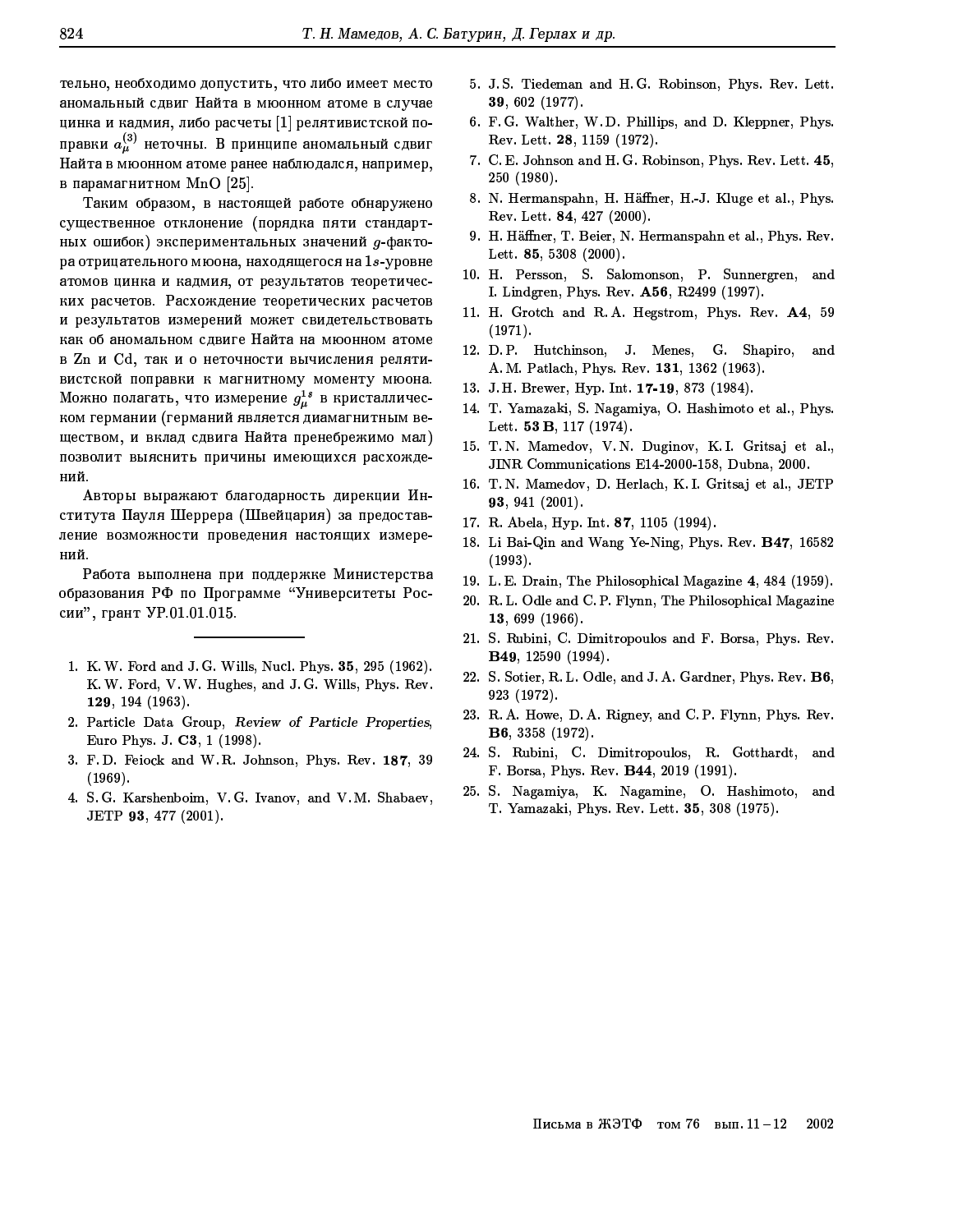тельно, необходимо допустить, что либо имеет место аномальный сдвиг Найта в мюонном атоме в случае цинка и кадмия, либо расчеты [1] релятивистской поправки $a_\mu^{(3)}$ неточны. В принципе аномальный сдвиг Найта в мюонном атоме ранее наблюдался, например, в парамагнитном MnO [25].

Таким образом, в настоящей работе обнаружено существенное отклонение (порядка пяти стандартных ошибок) экспериментальных значений $g$-фактора отрицательного мюона, находящегося на $1s$-уровне атомов цинка и кадмия, от результатов теоретических расчетов. Расхождение теоретических расчетов и результатов измерений может свидетельствовать как об аномальном сдвиге Найта на мюонном атоме в Zn и Cd, так и о неточности вычисления релятивистской поправки к магнитному моменту мюона. Можно полагать, что измерение $g_\mu^{1s}$ в кристаллическом германии (германий является диамагнитным веществом, и вклад сдвига Найта пренебрежимо мал) позволит выяснить причины имеющихся расхождений.

Авторы выражают благодарность дирекции Института Пауля Шеррера (Швейцария) за предоставление возможности проведения настоящих измерений.

Работа выполнена при поддержке Министерства образования РФ по Программе "Университеты России", грант УР.01.01.015.

---

1. K. W. Ford and J. G. Wills, Nucl. Phys. **35**, 295 (1962). K. W. Ford, V. W. Hughes, and J. G. Wills, Phys. Rev. **129**, 194 (1963).
2. Particle Data Group, *Review of Particle Properties*, Euro Phys. J. **C3**, 1 (1998).
3. F. D. Feiock and W. R. Johnson, Phys. Rev. **187**, 39 (1969).
4. S. G. Karshenboim, V. G. Ivanov, and V. M. Shabaev, JETP **93**, 477 (2001).
5. J. S. Tiedeman and H. G. Robinson, Phys. Rev. Lett. **39**, 602 (1977).
6. F. G. Walther, W. D. Phillips, and D. Kleppner, Phys. Rev. Lett. **28**, 1159 (1972).
7. C. E. Johnson and H. G. Robinson, Phys. Rev. Lett. **45**, 250 (1980).
8. N. Hermanspahn, H. Häffner, H.-J. Kluge et al., Phys. Rev. Lett. **84**, 427 (2000).
9. H. Häffner, T. Beier, N. Hermanspahn et al., Phys. Rev. Lett. **85**, 5308 (2000).
10. H. Persson, S. Salomonson, P. Sunnergren, and I. Lindgren, Phys. Rev. **A56**, R2499 (1997).
11. H. Grotch and R. A. Hegstrom, Phys. Rev. **A4**, 59 (1971).
12. D. P. Hutchinson, J. Menes, G. Shapiro, and A. M. Patlach, Phys. Rev. **131**, 1362 (1963).
13. J. H. Brewer, Hyp. Int. **17-19**, 873 (1984).
14. T. Yamazaki, S. Nagamiya, O. Hashimoto et al., Phys. Lett. **53 B**, 117 (1974).
15. T. N. Mamedov, V. N. Duginov, K. I. Gritsaj et al., JINR Communications E14-2000-158, Dubna, 2000.
16. T. N. Mamedov, D. Herlach, K. I. Gritsaj et al., JETP **93**, 941 (2001).
17. R. Abela, Hyp. Int. **87**, 1105 (1994).
18. Li Bai-Qin and Wang Ye-Ning, Phys. Rev. **B47**, 16582 (1993).
19. L. E. Drain, The Philosophical Magazine **4**, 484 (1959).
20. R. L. Odle and C. P. Flynn, The Philosophical Magazine **13**, 699 (1966).
21. S. Rubini, C. Dimitropoulos and F. Borsa, Phys. Rev. **B49**, 12590 (1994).
22. S. Sotier, R. L. Odle, and J. A. Gardner, Phys. Rev. **B6**, 923 (1972).
23. R. A. Howe, D. A. Rigney, and C. P. Flynn, Phys. Rev. **B6**, 3358 (1972).
24. S. Rubini, C. Dimitropoulos, R. Gotthardt, and F. Borsa, Phys. Rev. **B44**, 2019 (1991).
25. S. Nagamiya, K. Nagamine, O. Hashimoto, and T. Yamazaki, Phys. Rev. Lett. **35**, 308 (1975).